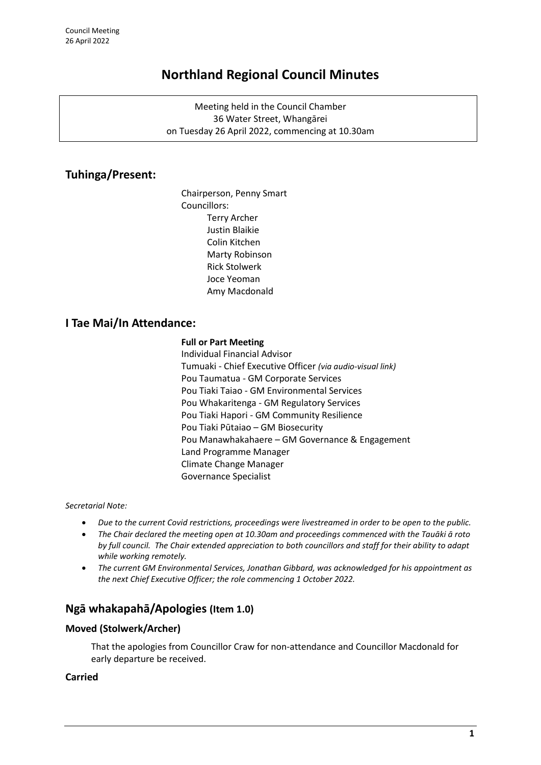# Northland Regional Council Minutes

Meeting held in the Council Chamber
36 Water Street, Whangārei
on Tuesday 26 April 2022, commencing at 10.30am

## Tuhinga/Present:

Chairperson, Penny Smart
Councillors:
- Terry Archer
- Justin Blaikie
- Colin Kitchen
- Marty Robinson
- Rick Stolwerk
- Joce Yeoman
- Amy Macdonald

## I Tae Mai/In Attendance:

**Full or Part Meeting**
Individual Financial Advisor
Tumuaki - Chief Executive Officer *(via audio-visual link)*
Pou Taumatua - GM Corporate Services
Pou Tiaki Taiao - GM Environmental Services
Pou Whakaritenga - GM Regulatory Services
Pou Tiaki Hapori - GM Community Resilience
Pou Tiaki Pūtaiao – GM Biosecurity
Pou Manawhakahaere – GM Governance & Engagement
Land Programme Manager
Climate Change Manager
Governance Specialist

*Secretarial Note:*

- *Due to the current Covid restrictions, proceedings were livestreamed in order to be open to the public.*
- *The Chair declared the meeting open at 10.30am and proceedings commenced with the Tauāki ā roto by full council. The Chair extended appreciation to both councillors and staff for their ability to adapt while working remotely.*
- *The current GM Environmental Services, Jonathan Gibbard, was acknowledged for his appointment as the next Chief Executive Officer; the role commencing 1 October 2022.*

## Ngā whakapahā/Apologies (Item 1.0)

### Moved (Stolwerk/Archer)

That the apologies from Councillor Craw for non-attendance and Councillor Macdonald for early departure be received.

**Carried**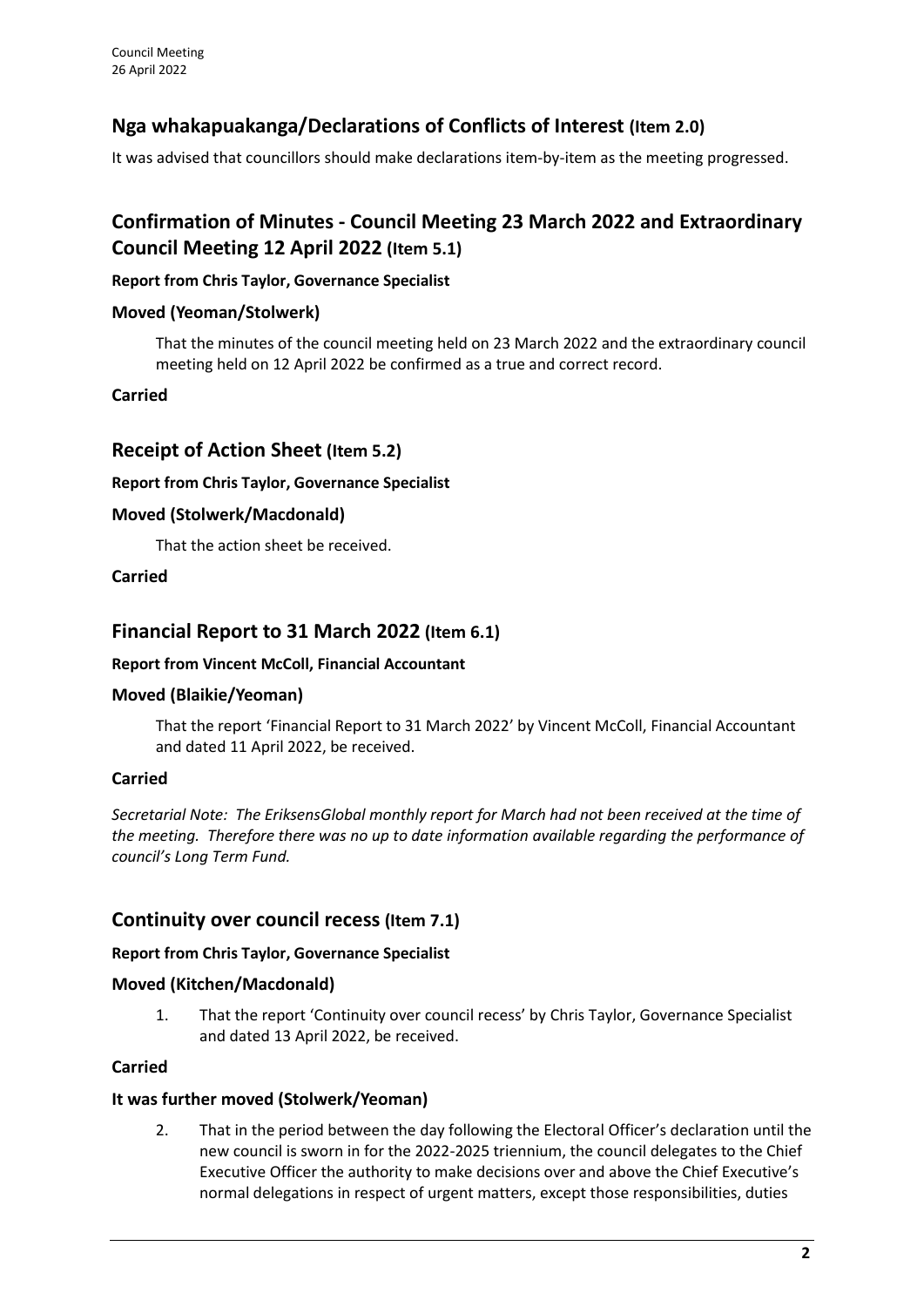## Nga whakapuakanga/Declarations of Conflicts of Interest (Item 2.0)

It was advised that councillors should make declarations item-by-item as the meeting progressed.

## Confirmation of Minutes - Council Meeting 23 March 2022 and Extraordinary Council Meeting 12 April 2022 (Item 5.1)

**Report from Chris Taylor, Governance Specialist**

### Moved (Yeoman/Stolwerk)

That the minutes of the council meeting held on 23 March 2022 and the extraordinary council meeting held on 12 April 2022 be confirmed as a true and correct record.

**Carried**

## Receipt of Action Sheet (Item 5.2)

**Report from Chris Taylor, Governance Specialist**

### Moved (Stolwerk/Macdonald)

That the action sheet be received.

**Carried**

## Financial Report to 31 March 2022 (Item 6.1)

**Report from Vincent McColl, Financial Accountant**

### Moved (Blaikie/Yeoman)

That the report 'Financial Report to 31 March 2022' by Vincent McColl, Financial Accountant and dated 11 April 2022, be received.

### Carried

*Secretarial Note: The EriksensGlobal monthly report for March had not been received at the time of the meeting. Therefore there was no up to date information available regarding the performance of council's Long Term Fund.*

## Continuity over council recess (Item 7.1)

**Report from Chris Taylor, Governance Specialist**

### Moved (Kitchen/Macdonald)

1. That the report 'Continuity over council recess' by Chris Taylor, Governance Specialist and dated 13 April 2022, be received.

### Carried

### It was further moved (Stolwerk/Yeoman)

2. That in the period between the day following the Electoral Officer's declaration until the new council is sworn in for the 2022-2025 triennium, the council delegates to the Chief Executive Officer the authority to make decisions over and above the Chief Executive's normal delegations in respect of urgent matters, except those responsibilities, duties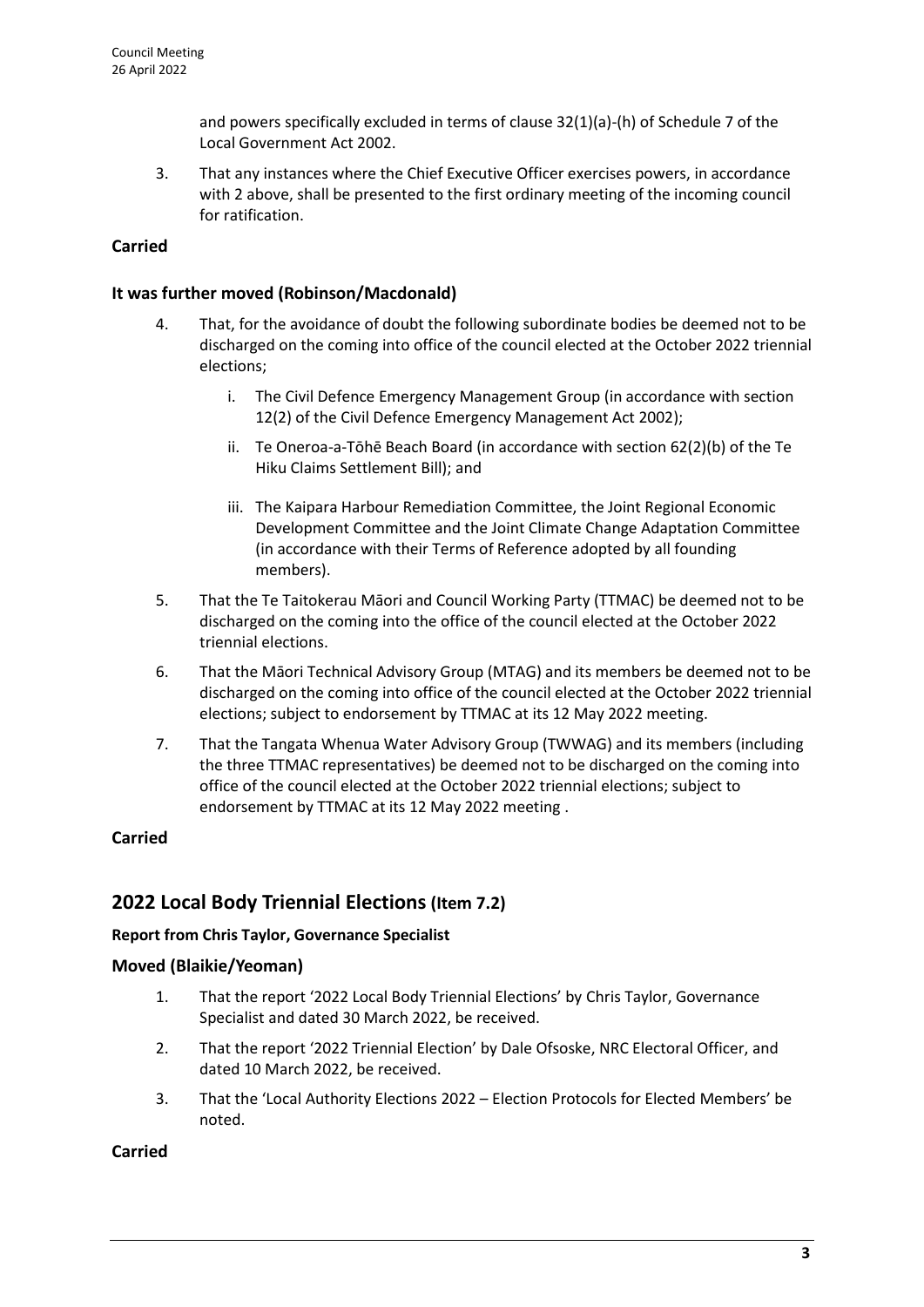and powers specifically excluded in terms of clause 32(1)(a)-(h) of Schedule 7 of the Local Government Act 2002.

3. That any instances where the Chief Executive Officer exercises powers, in accordance with 2 above, shall be presented to the first ordinary meeting of the incoming council for ratification.

**Carried**

### It was further moved (Robinson/Macdonald)

4. That, for the avoidance of doubt the following subordinate bodies be deemed not to be discharged on the coming into office of the council elected at the October 2022 triennial elections;
   i. The Civil Defence Emergency Management Group (in accordance with section 12(2) of the Civil Defence Emergency Management Act 2002);
   ii. Te Oneroa-a-Tōhē Beach Board (in accordance with section 62(2)(b) of the Te Hiku Claims Settlement Bill); and
   iii. The Kaipara Harbour Remediation Committee, the Joint Regional Economic Development Committee and the Joint Climate Change Adaptation Committee (in accordance with their Terms of Reference adopted by all founding members).
5. That the Te Taitokerau Māori and Council Working Party (TTMAC) be deemed not to be discharged on the coming into the office of the council elected at the October 2022 triennial elections.
6. That the Māori Technical Advisory Group (MTAG) and its members be deemed not to be discharged on the coming into office of the council elected at the October 2022 triennial elections; subject to endorsement by TTMAC at its 12 May 2022 meeting.
7. That the Tangata Whenua Water Advisory Group (TWWAG) and its members (including the three TTMAC representatives) be deemed not to be discharged on the coming into office of the council elected at the October 2022 triennial elections; subject to endorsement by TTMAC at its 12 May 2022 meeting .

**Carried**

## 2022 Local Body Triennial Elections (Item 7.2)

**Report from Chris Taylor, Governance Specialist**

### Moved (Blaikie/Yeoman)

1. That the report '2022 Local Body Triennial Elections' by Chris Taylor, Governance Specialist and dated 30 March 2022, be received.
2. That the report '2022 Triennial Election' by Dale Ofsoske, NRC Electoral Officer, and dated 10 March 2022, be received.
3. That the 'Local Authority Elections 2022 – Election Protocols for Elected Members' be noted.

**Carried**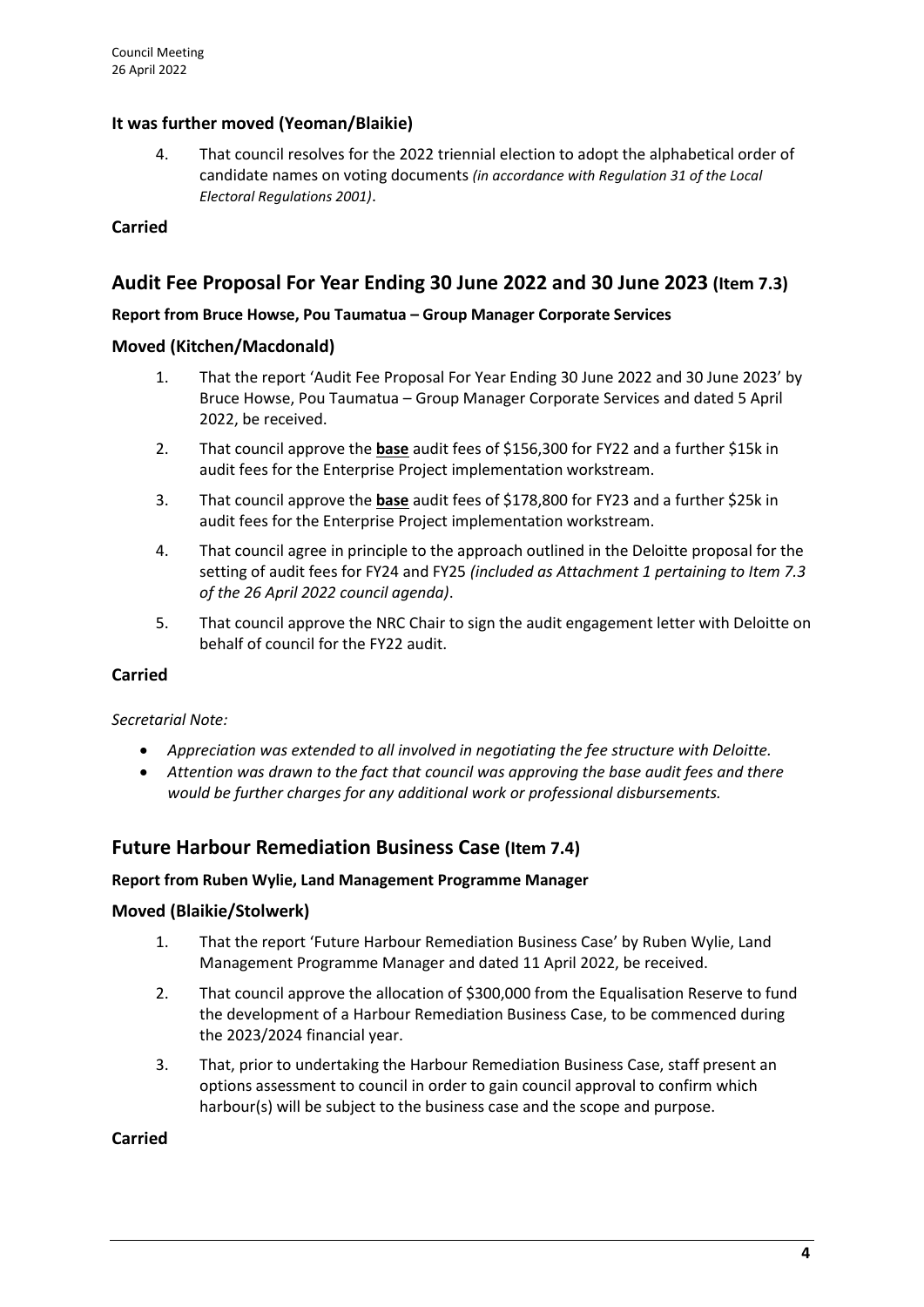### It was further moved (Yeoman/Blaikie)

4. That council resolves for the 2022 triennial election to adopt the alphabetical order of candidate names on voting documents *(in accordance with Regulation 31 of the Local Electoral Regulations 2001)*.

**Carried**

## Audit Fee Proposal For Year Ending 30 June 2022 and 30 June 2023 (Item 7.3)

**Report from Bruce Howse, Pou Taumatua – Group Manager Corporate Services**

### Moved (Kitchen/Macdonald)

1. That the report 'Audit Fee Proposal For Year Ending 30 June 2022 and 30 June 2023' by Bruce Howse, Pou Taumatua – Group Manager Corporate Services and dated 5 April 2022, be received.
2. That council approve the **base** audit fees of $156,300 for FY22 and a further $15k in audit fees for the Enterprise Project implementation workstream.
3. That council approve the **base** audit fees of $178,800 for FY23 and a further $25k in audit fees for the Enterprise Project implementation workstream.
4. That council agree in principle to the approach outlined in the Deloitte proposal for the setting of audit fees for FY24 and FY25 *(included as Attachment 1 pertaining to Item 7.3 of the 26 April 2022 council agenda)*.
5. That council approve the NRC Chair to sign the audit engagement letter with Deloitte on behalf of council for the FY22 audit.

**Carried**

*Secretarial Note:*

- *Appreciation was extended to all involved in negotiating the fee structure with Deloitte.*
- *Attention was drawn to the fact that council was approving the base audit fees and there would be further charges for any additional work or professional disbursements.*

## Future Harbour Remediation Business Case (Item 7.4)

**Report from Ruben Wylie, Land Management Programme Manager**

### Moved (Blaikie/Stolwerk)

1. That the report 'Future Harbour Remediation Business Case' by Ruben Wylie, Land Management Programme Manager and dated 11 April 2022, be received.
2. That council approve the allocation of $300,000 from the Equalisation Reserve to fund the development of a Harbour Remediation Business Case, to be commenced during the 2023/2024 financial year.
3. That, prior to undertaking the Harbour Remediation Business Case, staff present an options assessment to council in order to gain council approval to confirm which harbour(s) will be subject to the business case and the scope and purpose.

**Carried**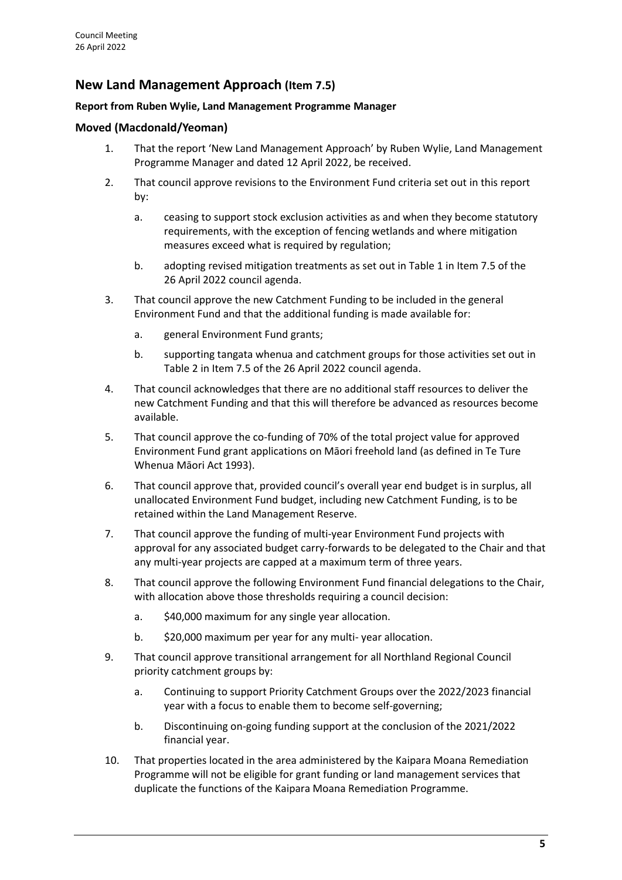## New Land Management Approach (Item 7.5)

**Report from Ruben Wylie, Land Management Programme Manager**

### Moved (Macdonald/Yeoman)

1. That the report 'New Land Management Approach' by Ruben Wylie, Land Management Programme Manager and dated 12 April 2022, be received.
2. That council approve revisions to the Environment Fund criteria set out in this report by:
   a. ceasing to support stock exclusion activities as and when they become statutory requirements, with the exception of fencing wetlands and where mitigation measures exceed what is required by regulation;
   b. adopting revised mitigation treatments as set out in Table 1 in Item 7.5 of the 26 April 2022 council agenda.
3. That council approve the new Catchment Funding to be included in the general Environment Fund and that the additional funding is made available for:
   a. general Environment Fund grants;
   b. supporting tangata whenua and catchment groups for those activities set out in Table 2 in Item 7.5 of the 26 April 2022 council agenda.
4. That council acknowledges that there are no additional staff resources to deliver the new Catchment Funding and that this will therefore be advanced as resources become available.
5. That council approve the co-funding of 70% of the total project value for approved Environment Fund grant applications on Māori freehold land (as defined in Te Ture Whenua Māori Act 1993).
6. That council approve that, provided council's overall year end budget is in surplus, all unallocated Environment Fund budget, including new Catchment Funding, is to be retained within the Land Management Reserve.
7. That council approve the funding of multi-year Environment Fund projects with approval for any associated budget carry-forwards to be delegated to the Chair and that any multi-year projects are capped at a maximum term of three years.
8. That council approve the following Environment Fund financial delegations to the Chair, with allocation above those thresholds requiring a council decision:
   a. $40,000 maximum for any single year allocation.
   b. $20,000 maximum per year for any multi- year allocation.
9. That council approve transitional arrangement for all Northland Regional Council priority catchment groups by:
   a. Continuing to support Priority Catchment Groups over the 2022/2023 financial year with a focus to enable them to become self-governing;
   b. Discontinuing on-going funding support at the conclusion of the 2021/2022 financial year.
10. That properties located in the area administered by the Kaipara Moana Remediation Programme will not be eligible for grant funding or land management services that duplicate the functions of the Kaipara Moana Remediation Programme.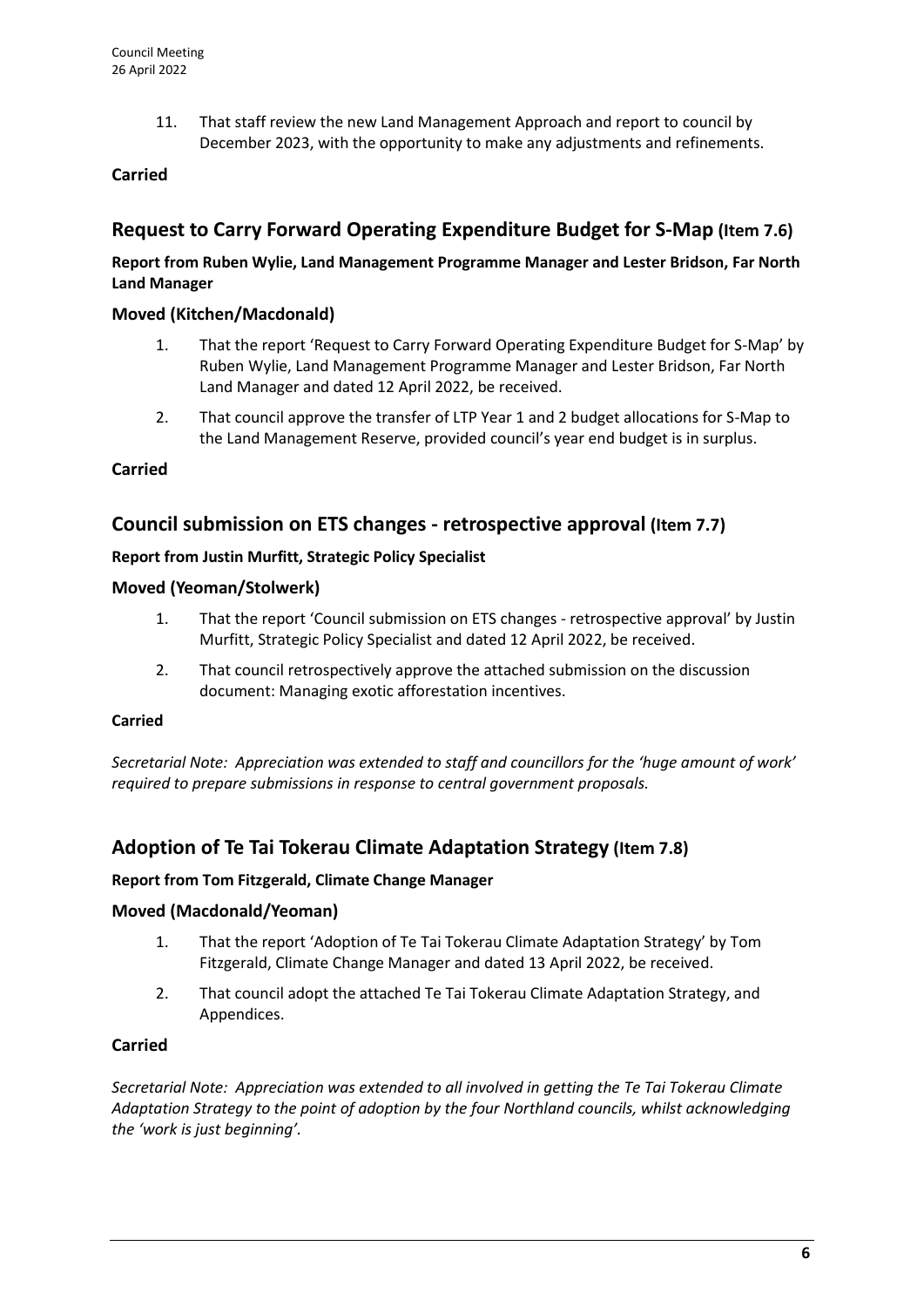11. That staff review the new Land Management Approach and report to council by December 2023, with the opportunity to make any adjustments and refinements.

**Carried**

## Request to Carry Forward Operating Expenditure Budget for S-Map (Item 7.6)

**Report from Ruben Wylie, Land Management Programme Manager and Lester Bridson, Far North Land Manager**

### Moved (Kitchen/Macdonald)

1. That the report 'Request to Carry Forward Operating Expenditure Budget for S-Map' by Ruben Wylie, Land Management Programme Manager and Lester Bridson, Far North Land Manager and dated 12 April 2022, be received.
2. That council approve the transfer of LTP Year 1 and 2 budget allocations for S-Map to the Land Management Reserve, provided council's year end budget is in surplus.

**Carried**

## Council submission on ETS changes - retrospective approval (Item 7.7)

**Report from Justin Murfitt, Strategic Policy Specialist**

### Moved (Yeoman/Stolwerk)

1. That the report 'Council submission on ETS changes - retrospective approval' by Justin Murfitt, Strategic Policy Specialist and dated 12 April 2022, be received.
2. That council retrospectively approve the attached submission on the discussion document: Managing exotic afforestation incentives.

**Carried**

*Secretarial Note: Appreciation was extended to staff and councillors for the 'huge amount of work' required to prepare submissions in response to central government proposals.*

## Adoption of Te Tai Tokerau Climate Adaptation Strategy (Item 7.8)

**Report from Tom Fitzgerald, Climate Change Manager**

### Moved (Macdonald/Yeoman)

1. That the report 'Adoption of Te Tai Tokerau Climate Adaptation Strategy' by Tom Fitzgerald, Climate Change Manager and dated 13 April 2022, be received.
2. That council adopt the attached Te Tai Tokerau Climate Adaptation Strategy, and Appendices.

**Carried**

*Secretarial Note: Appreciation was extended to all involved in getting the Te Tai Tokerau Climate Adaptation Strategy to the point of adoption by the four Northland councils, whilst acknowledging the 'work is just beginning'.*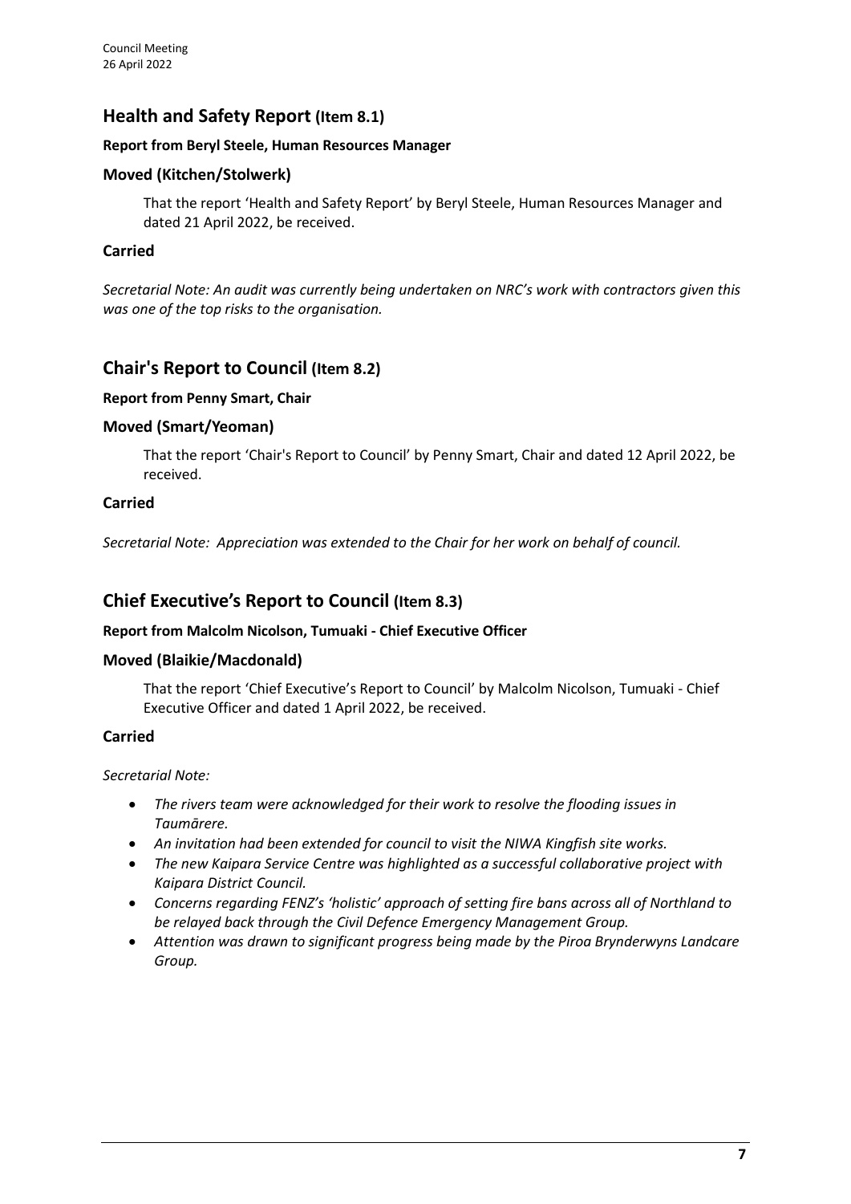## Health and Safety Report (Item 8.1)

**Report from Beryl Steele, Human Resources Manager**

### Moved (Kitchen/Stolwerk)

That the report 'Health and Safety Report' by Beryl Steele, Human Resources Manager and dated 21 April 2022, be received.

### Carried

*Secretarial Note: An audit was currently being undertaken on NRC's work with contractors given this was one of the top risks to the organisation.*

## Chair's Report to Council (Item 8.2)

**Report from Penny Smart, Chair**

### Moved (Smart/Yeoman)

That the report 'Chair's Report to Council' by Penny Smart, Chair and dated 12 April 2022, be received.

### Carried

*Secretarial Note: Appreciation was extended to the Chair for her work on behalf of council.*

## Chief Executive's Report to Council (Item 8.3)

**Report from Malcolm Nicolson, Tumuaki - Chief Executive Officer**

### Moved (Blaikie/Macdonald)

That the report 'Chief Executive's Report to Council' by Malcolm Nicolson, Tumuaki - Chief Executive Officer and dated 1 April 2022, be received.

### Carried

*Secretarial Note:*

- *The rivers team were acknowledged for their work to resolve the flooding issues in Taumārere.*
- *An invitation had been extended for council to visit the NIWA Kingfish site works.*
- *The new Kaipara Service Centre was highlighted as a successful collaborative project with Kaipara District Council.*
- *Concerns regarding FENZ's 'holistic' approach of setting fire bans across all of Northland to be relayed back through the Civil Defence Emergency Management Group.*
- *Attention was drawn to significant progress being made by the Piroa Brynderwyns Landcare Group.*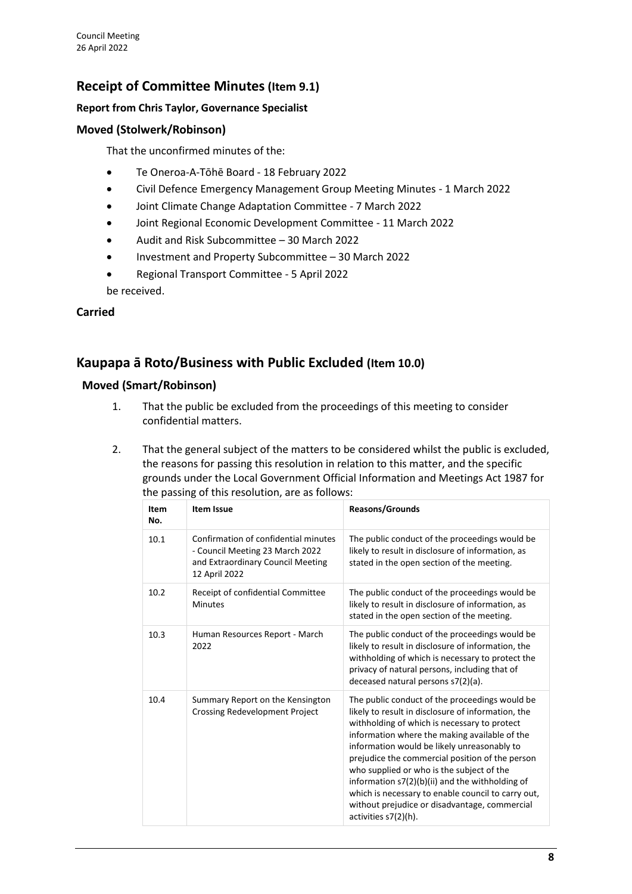## Receipt of Committee Minutes (Item 9.1)

**Report from Chris Taylor, Governance Specialist**

### Moved (Stolwerk/Robinson)

That the unconfirmed minutes of the:

- Te Oneroa-A-Tōhē Board - 18 February 2022
- Civil Defence Emergency Management Group Meeting Minutes - 1 March 2022
- Joint Climate Change Adaptation Committee - 7 March 2022
- Joint Regional Economic Development Committee - 11 March 2022
- Audit and Risk Subcommittee – 30 March 2022
- Investment and Property Subcommittee – 30 March 2022
- Regional Transport Committee - 5 April 2022

be received.

**Carried**

## Kaupapa ā Roto/Business with Public Excluded (Item 10.0)

### Moved (Smart/Robinson)

1. That the public be excluded from the proceedings of this meeting to consider confidential matters.

2. That the general subject of the matters to be considered whilst the public is excluded, the reasons for passing this resolution in relation to this matter, and the specific grounds under the Local Government Official Information and Meetings Act 1987 for the passing of this resolution, are as follows:

| Item No. | Item Issue | Reasons/Grounds |
|---|---|---|
| 10.1 | Confirmation of confidential minutes - Council Meeting 23 March 2022 and Extraordinary Council Meeting 12 April 2022 | The public conduct of the proceedings would be likely to result in disclosure of information, as stated in the open section of the meeting. |
| 10.2 | Receipt of confidential Committee Minutes | The public conduct of the proceedings would be likely to result in disclosure of information, as stated in the open section of the meeting. |
| 10.3 | Human Resources Report - March 2022 | The public conduct of the proceedings would be likely to result in disclosure of information, the withholding of which is necessary to protect the privacy of natural persons, including that of deceased natural persons s7(2)(a). |
| 10.4 | Summary Report on the Kensington Crossing Redevelopment Project | The public conduct of the proceedings would be likely to result in disclosure of information, the withholding of which is necessary to protect information where the making available of the information would be likely unreasonably to prejudice the commercial position of the person who supplied or who is the subject of the information s7(2)(b)(ii) and the withholding of which is necessary to enable council to carry out, without prejudice or disadvantage, commercial activities s7(2)(h). |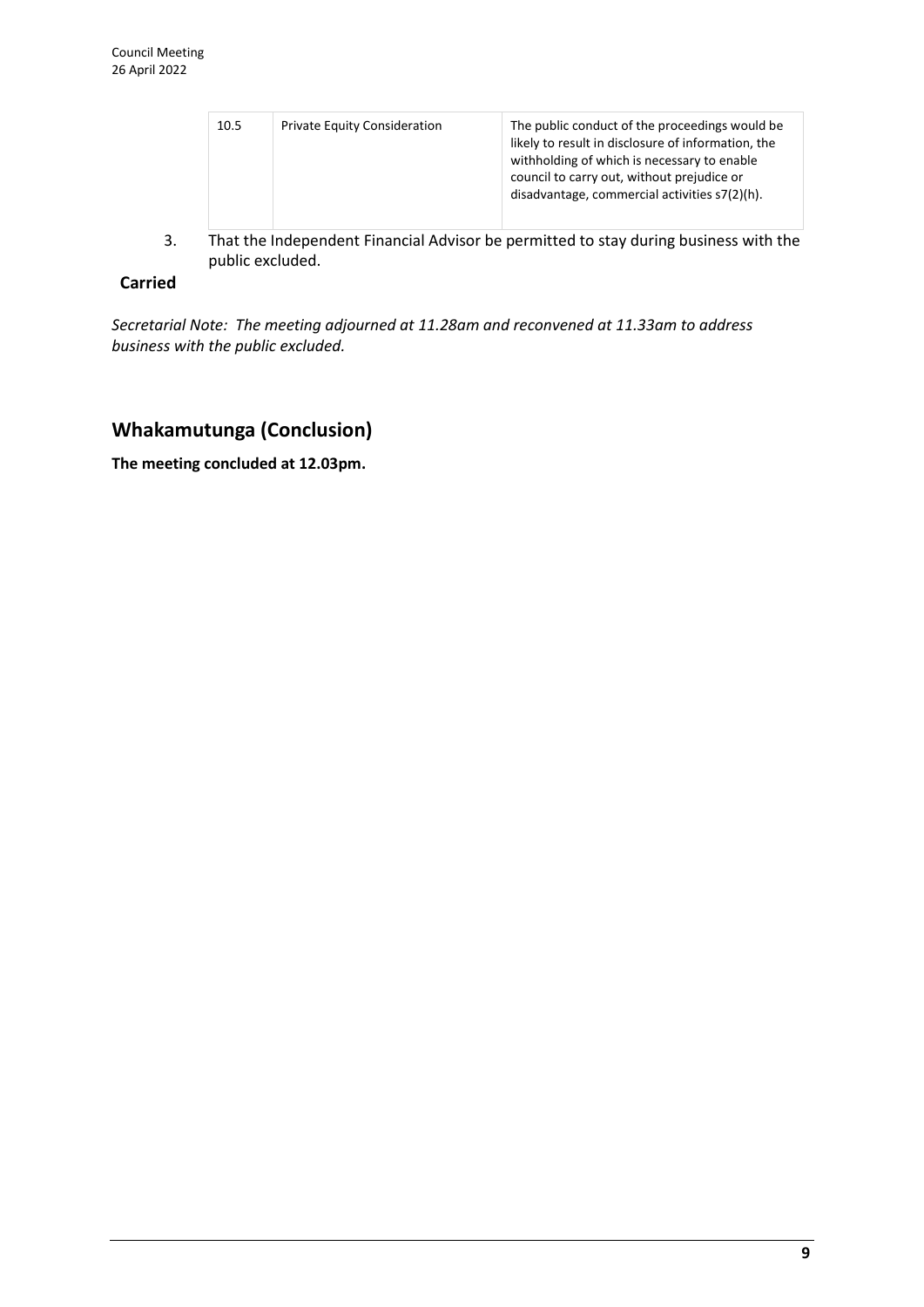| | | |
|---|---|---|
| 10.5 | Private Equity Consideration | The public conduct of the proceedings would be likely to result in disclosure of information, the withholding of which is necessary to enable council to carry out, without prejudice or disadvantage, commercial activities s7(2)(h). |

3. That the Independent Financial Advisor be permitted to stay during business with the public excluded.

**Carried**

*Secretarial Note: The meeting adjourned at 11.28am and reconvened at 11.33am to address business with the public excluded.*

## Whakamutunga (Conclusion)

**The meeting concluded at 12.03pm.**